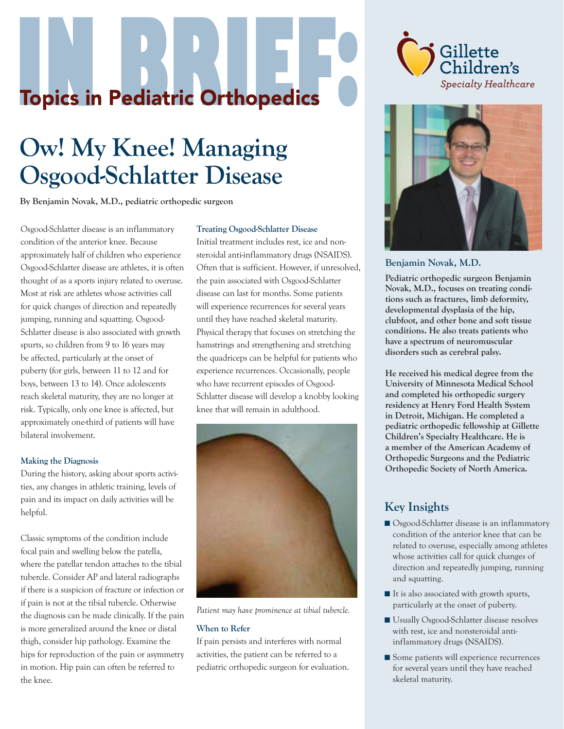# IN BRIEF: Topics in Pediatric Orthopedics

Gillette Children's Specialty Healthcare

## Ow! My Knee! Managing Osgood-Schlatter Disease

**By Benjamin Novak, M.D., pediatric orthopedic surgeon**

Osgood-Schlatter disease is an inflammatory condition of the anterior knee. Because approximately half of children who experience Osgood-Schlatter disease are athletes, it is often thought of as a sports injury related to overuse. Most at risk are athletes whose activities call for quick changes of direction and repeatedly jumping, running and squatting. Osgood-Schlatter disease is also associated with growth spurts, so children from 9 to 16 years may be affected, particularly at the onset of puberty (for girls, between 11 to 12 and for boys, between 13 to 14). Once adolescents reach skeletal maturity, they are no longer at risk. Typically, only one knee is affected, but approximately one-third of patients will have bilateral involvement.

### Making the Diagnosis

During the history, asking about sports activities, any changes in athletic training, levels of pain and its impact on daily activities will be helpful.

Classic symptoms of the condition include focal pain and swelling below the patella, where the patellar tendon attaches to the tibial tubercle. Consider AP and lateral radiographs if there is a suspicion of fracture or infection or if pain is not at the tibial tubercle. Otherwise the diagnosis can be made clinically. If the pain is more generalized around the knee or distal thigh, consider hip pathology. Examine the hips for reproduction of the pain or asymmetry in motion. Hip pain can often be referred to the knee.

### Treating Osgood-Schlatter Disease

Initial treatment includes rest, ice and non-steroidal anti-inflammatory drugs (NSAIDS). Often that is sufficient. However, if unresolved, the pain associated with Osgood-Schlatter disease can last for months. Some patients will experience recurrences for several years until they have reached skeletal maturity. Physical therapy that focuses on stretching the hamstrings and strengthening and stretching the quadriceps can be helpful for patients who experience recurrences. Occasionally, people who have recurrent episodes of Osgood-Schlatter disease will develop a knobby looking knee that will remain in adulthood.

*Patient may have prominence at tibial tubercle.*

### When to Refer

If pain persists and interferes with normal activities, the patient can be referred to a pediatric orthopedic surgeon for evaluation.

### Benjamin Novak, M.D.

**Pediatric orthopedic surgeon Benjamin Novak, M.D., focuses on treating conditions such as fractures, limb deformity, developmental dysplasia of the hip, clubfoot, and other bone and soft tissue conditions. He also treats patients who have a spectrum of neuromuscular disorders such as cerebral palsy.**

**He received his medical degree from the University of Minnesota Medical School and completed his orthopedic surgery residency at Henry Ford Health System in Detroit, Michigan. He completed a pediatric orthopedic fellowship at Gillette Children's Specialty Healthcare. He is a member of the American Academy of Orthopedic Surgeons and the Pediatric Orthopedic Society of North America.**

### Key Insights

- Osgood-Schlatter disease is an inflammatory condition of the anterior knee that can be related to overuse, especially among athletes whose activities call for quick changes of direction and repeatedly jumping, running and squatting.
- It is also associated with growth spurts, particularly at the onset of puberty.
- Usually Osgood-Schlatter disease resolves with rest, ice and nonsteroidal anti-inflammatory drugs (NSAIDS).
- Some patients will experience recurrences for several years until they have reached skeletal maturity.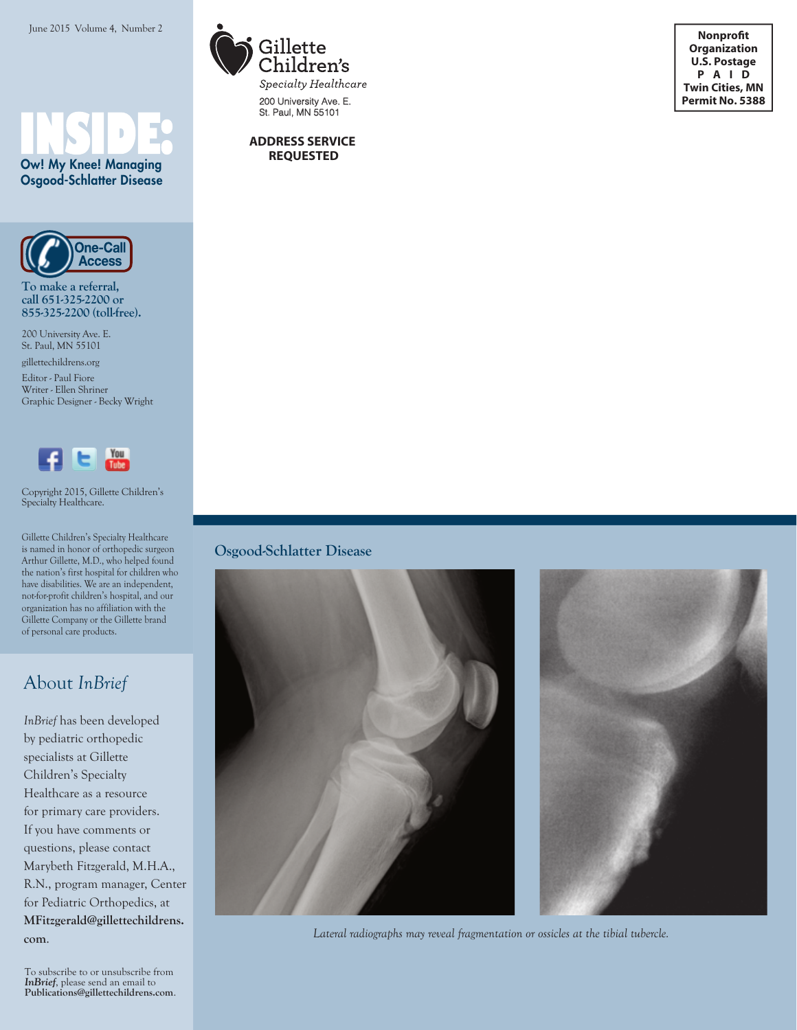June 2015 Volume 4, Number 2

# INSIDE:

**Ow! My Knee! Managing Osgood-Schlatter Disease**

**One-Call Access**

**To make a referral, call 651-325-2200 or 855-325-2200 (toll-free).**

200 University Ave. E.
St. Paul, MN 55101

gillettechildrens.org

Editor - Paul Fiore
Writer - Ellen Shriner
Graphic Designer - Becky Wright

Copyright 2015, Gillette Children's Specialty Healthcare.

Gillette Children's Specialty Healthcare is named in honor of orthopedic surgeon Arthur Gillette, M.D., who helped found the nation's first hospital for children who have disabilities. We are an independent, not-for-profit children's hospital, and our organization has no affiliation with the Gillette Company or the Gillette brand of personal care products.

## About *InBrief*

*InBrief* has been developed by pediatric orthopedic specialists at Gillette Children's Specialty Healthcare as a resource for primary care providers. If you have comments or questions, please contact Marybeth Fitzgerald, M.H.A., R.N., program manager, Center for Pediatric Orthopedics, at **MFitzgerald@gillettechildrens.com**.

To subscribe to or unsubscribe from ***InBrief***, please send an email to **Publications@gillettechildrens.com**.

Gillette Children's
*Specialty Healthcare*
200 University Ave. E.
St. Paul, MN 55101

**ADDRESS SERVICE REQUESTED**

**Nonprofit Organization U.S. Postage PAID Twin Cities, MN Permit No. 5388**

## Osgood-Schlatter Disease

*Lateral radiographs may reveal fragmentation or ossicles at the tibial tubercle.*